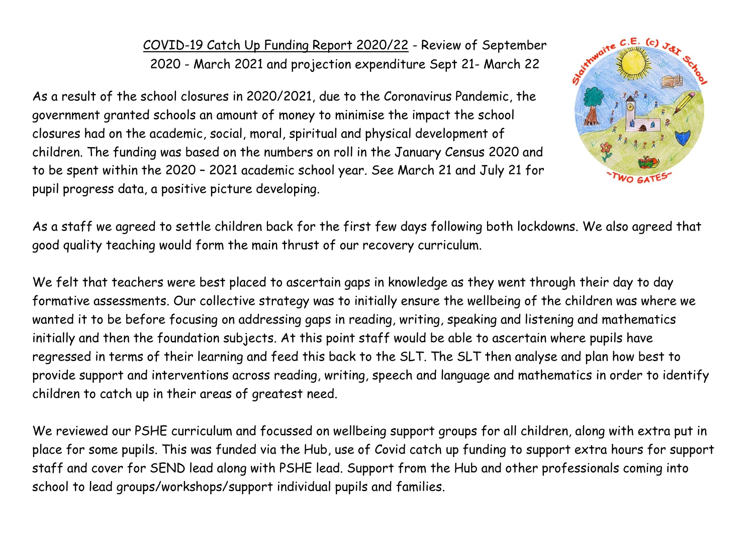# COVID-19 Catch Up Funding Report 2020/22 - Review of September 2020 - March 2021 and projection expenditure Sept 21- March 22

As a result of the school closures in 2020/2021, due to the Coronavirus Pandemic, the government granted schools an amount of money to minimise the impact the school closures had on the academic, social, moral, spiritual and physical development of children. The funding was based on the numbers on roll in the January Census 2020 and to be spent within the 2020 – 2021 academic school year. See March 21 and July 21 for pupil progress data, a positive picture developing.

As a staff we agreed to settle children back for the first few days following both lockdowns. We also agreed that good quality teaching would form the main thrust of our recovery curriculum.

We felt that teachers were best placed to ascertain gaps in knowledge as they went through their day to day formative assessments. Our collective strategy was to initially ensure the wellbeing of the children was where we wanted it to be before focusing on addressing gaps in reading, writing, speaking and listening and mathematics initially and then the foundation subjects. At this point staff would be able to ascertain where pupils have regressed in terms of their learning and feed this back to the SLT. The SLT then analyse and plan how best to provide support and interventions across reading, writing, speech and language and mathematics in order to identify children to catch up in their areas of greatest need.

We reviewed our PSHE curriculum and focussed on wellbeing support groups for all children, along with extra put in place for some pupils. This was funded via the Hub, use of Covid catch up funding to support extra hours for support staff and cover for SEND lead along with PSHE lead. Support from the Hub and other professionals coming into school to lead groups/workshops/support individual pupils and families.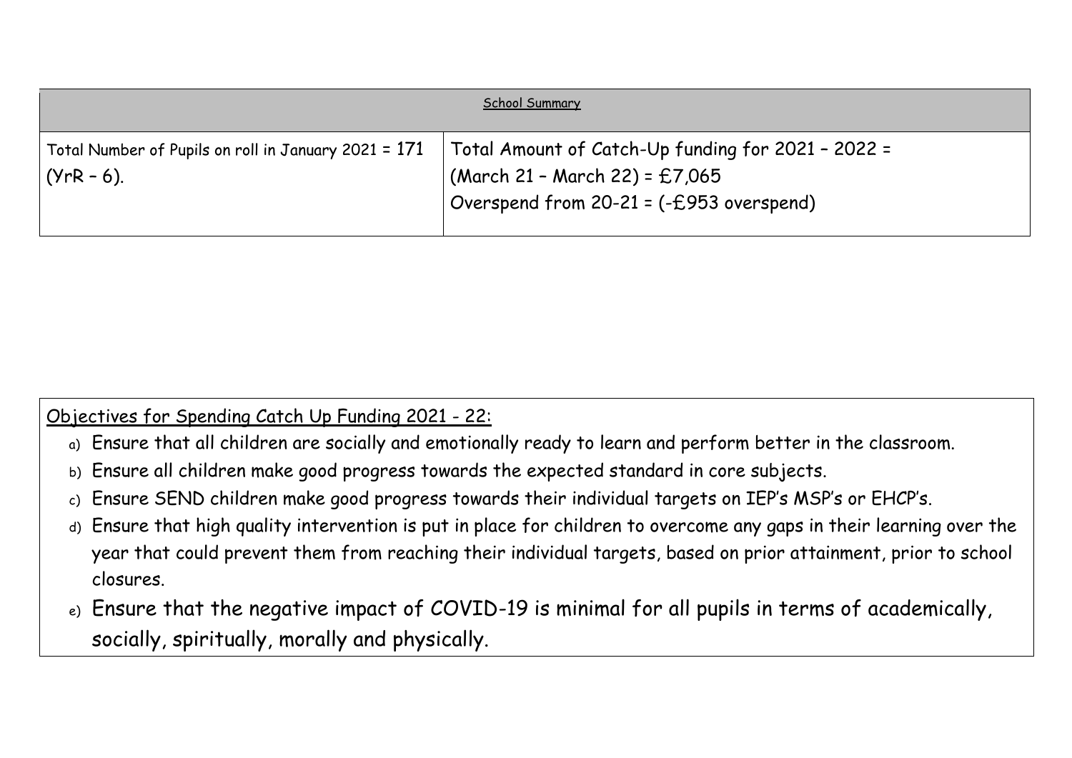| School Summary | |
| --- | --- |
| Total Number of Pupils on roll in January 2021 = 171 (YrR – 6). | Total Amount of Catch-Up funding for 2021 – 2022 = (March 21 – March 22) = £7,065<br>Overspend from 20-21 = (-£953 overspend) |

Objectives for Spending Catch Up Funding 2021 - 22:

a) Ensure that all children are socially and emotionally ready to learn and perform better in the classroom.
b) Ensure all children make good progress towards the expected standard in core subjects.
c) Ensure SEND children make good progress towards their individual targets on IEP's MSP's or EHCP's.
d) Ensure that high quality intervention is put in place for children to overcome any gaps in their learning over the year that could prevent them from reaching their individual targets, based on prior attainment, prior to school closures.
e) Ensure that the negative impact of COVID-19 is minimal for all pupils in terms of academically, socially, spiritually, morally and physically.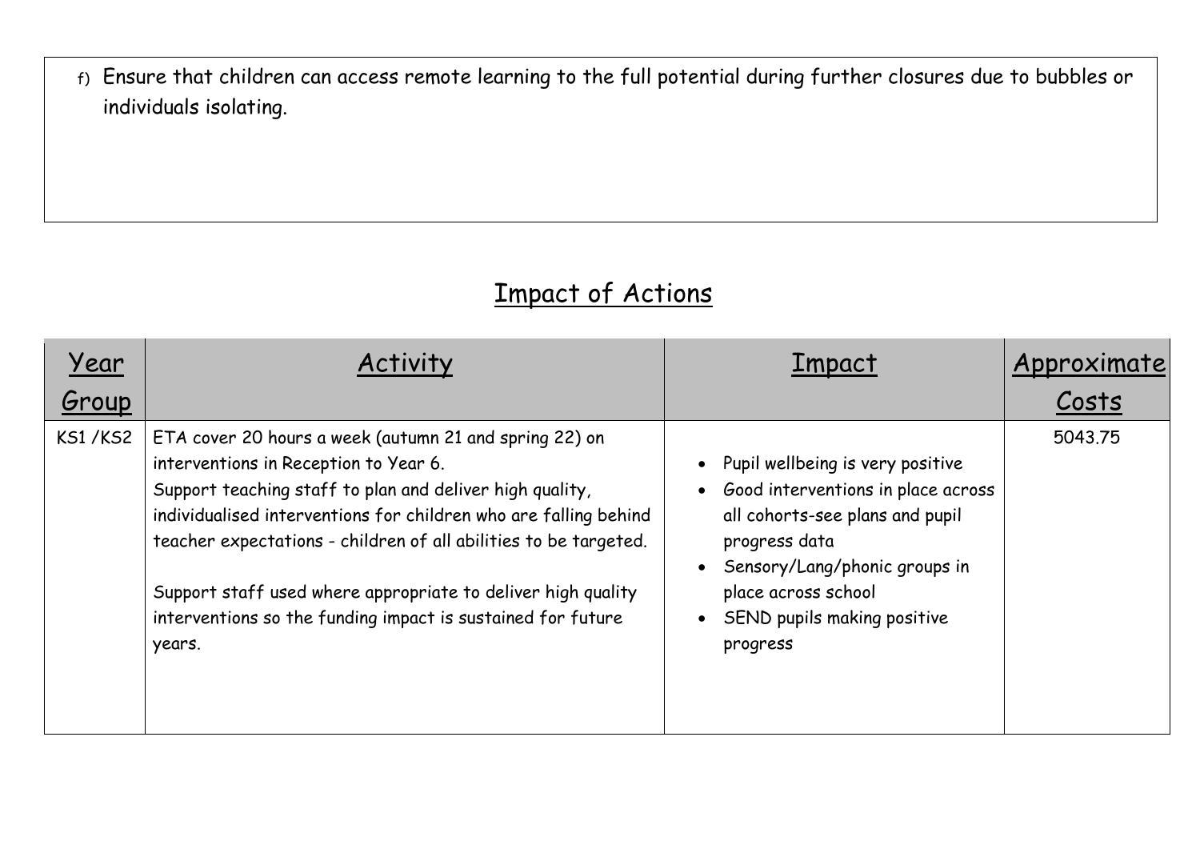f) Ensure that children can access remote learning to the full potential during further closures due to bubbles or individuals isolating.

## Impact of Actions

| Year Group | Activity | Impact | Approximate Costs |
|---|---|---|---|
| KS1 /KS2 | ETA cover 20 hours a week (autumn 21 and spring 22) on interventions in Reception to Year 6.<br>Support teaching staff to plan and deliver high quality, individualised interventions for children who are falling behind teacher expectations - children of all abilities to be targeted.<br><br>Support staff used where appropriate to deliver high quality interventions so the funding impact is sustained for future years. | • Pupil wellbeing is very positive<br>• Good interventions in place across all cohorts-see plans and pupil progress data<br>• Sensory/Lang/phonic groups in place across school<br>• SEND pupils making positive progress | 5043.75 |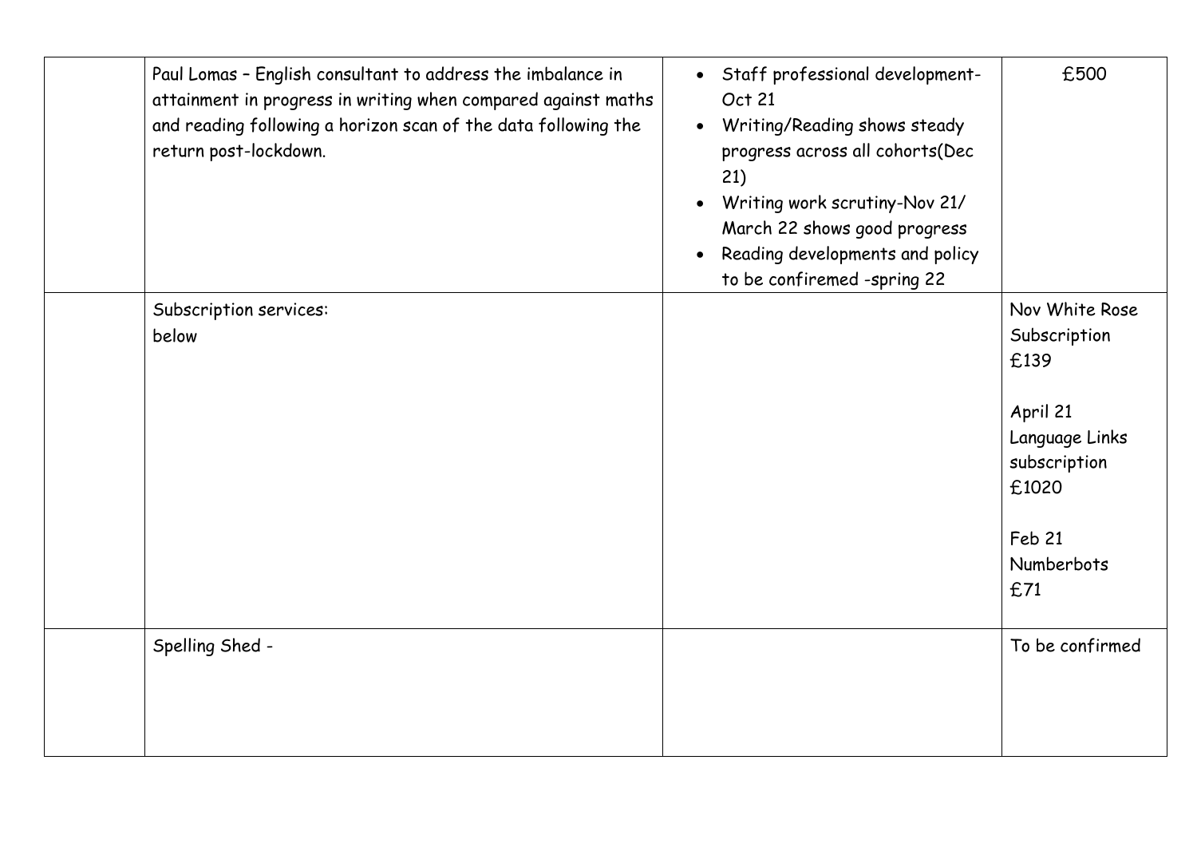| | | | |
|---|---|---|---|
| | Paul Lomas – English consultant to address the imbalance in attainment in progress in writing when compared against maths and reading following a horizon scan of the data following the return post-lockdown. | • Staff professional development-Oct 21<br>• Writing/Reading shows steady progress across all cohorts(Dec 21)<br>• Writing work scrutiny-Nov 21/ March 22 shows good progress<br>• Reading developments and policy to be confiremed -spring 22 | £500 |
| | Subscription services:<br>below | | Nov White Rose Subscription £139<br><br>April 21 Language Links subscription £1020<br><br>Feb 21 Numberbots £71 |
| | Spelling Shed - | | To be confirmed |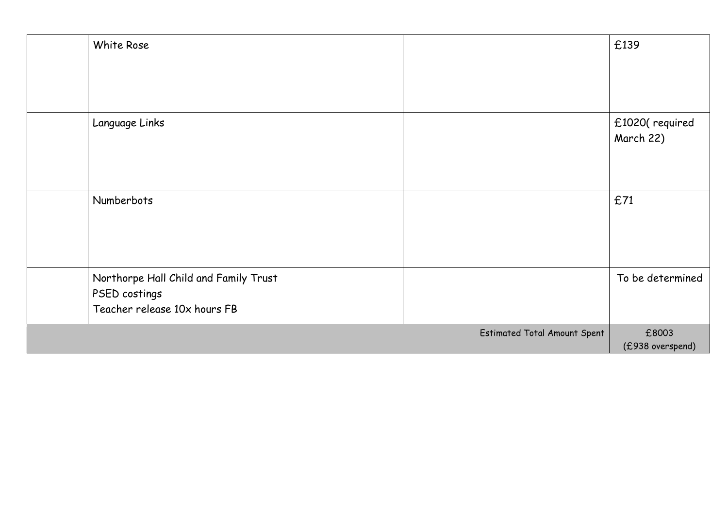| | | | |
|---|---|---|---|
| | White Rose | | £139 |
| | Language Links | | £1020( required March 22) |
| | Numberbots | | £71 |
| | Northorpe Hall Child and Family Trust<br>PSED costings<br>Teacher release 10x hours FB | | To be determined |
| | | Estimated Total Amount Spent | £8003<br>(£938 overspend) |